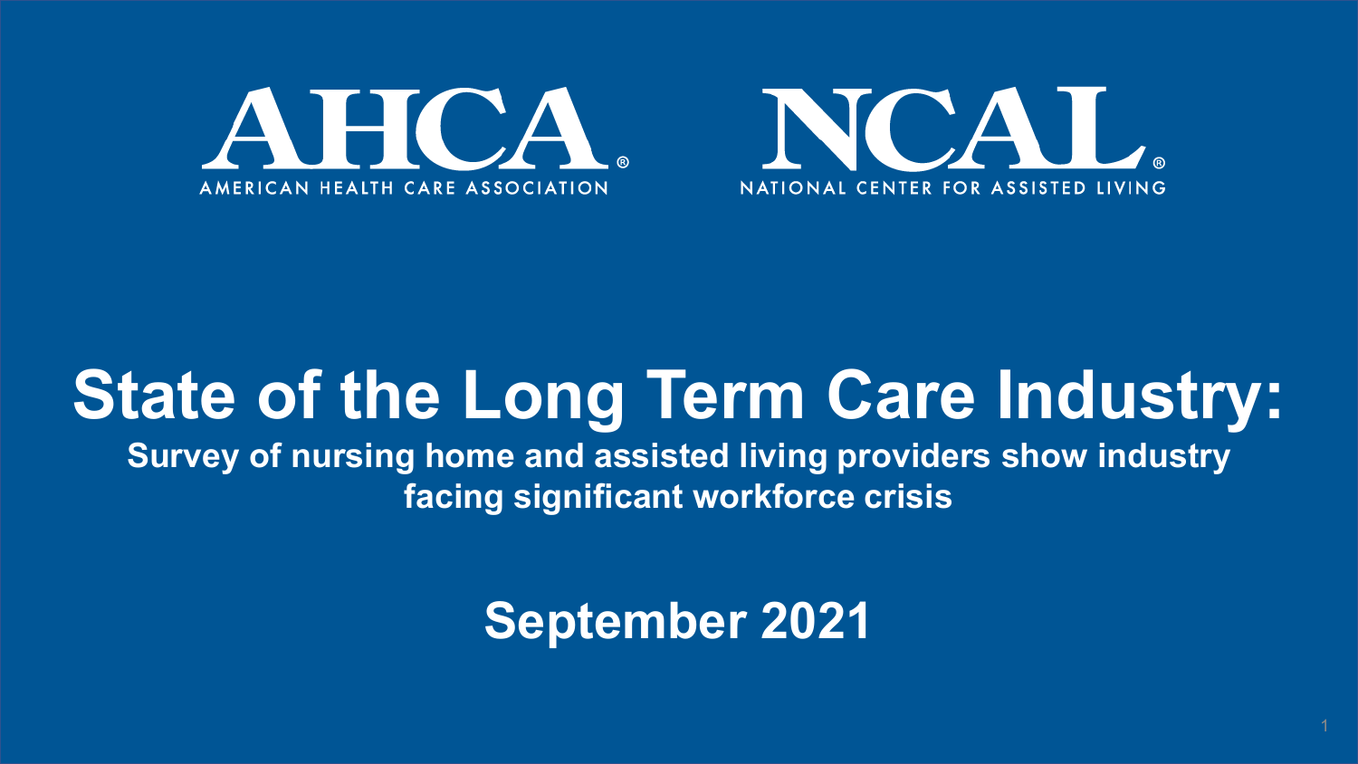AHCA®
AMERICAN HEALTH CARE ASSOCIATION

NCAL®
NATIONAL CENTER FOR ASSISTED LIVING

# State of the Long Term Care Industry:

**Survey of nursing home and assisted living providers show industry facing significant workforce crisis**

**September 2021**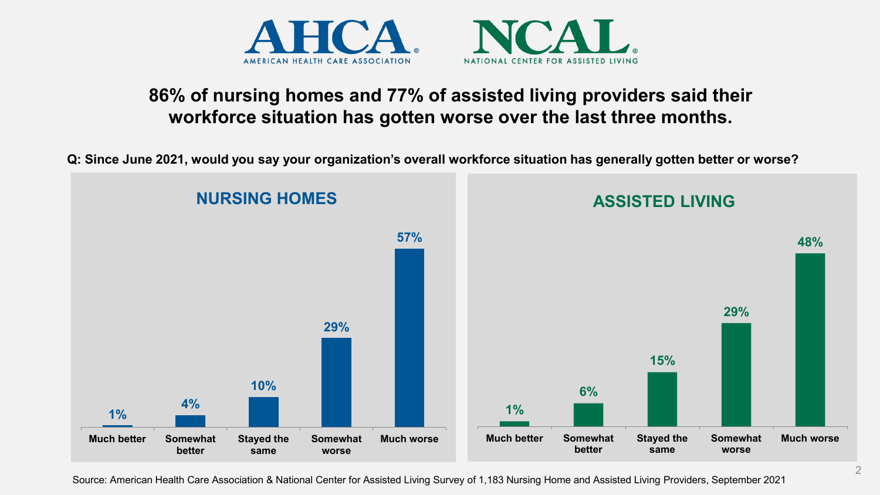AHCA
AMERICAN HEALTH CARE ASSOCIATION

NCAL
NATIONAL CENTER FOR ASSISTED LIVING

## 86% of nursing homes and 77% of assisted living providers said their workforce situation has gotten worse over the last three months.

**Q: Since June 2021, would you say your organization's overall workforce situation has generally gotten better or worse?**

### NURSING HOMES

1%
Much better

4%
Somewhat better

10%
Stayed the same

29%
Somewhat worse

57%
Much worse

### ASSISTED LIVING

1%
Much better

6%
Somewhat better

15%
Stayed the same

29%
Somewhat worse

48%
Much worse

Source: American Health Care Association & National Center for Assisted Living Survey of 1,183 Nursing Home and Assisted Living Providers, September 2021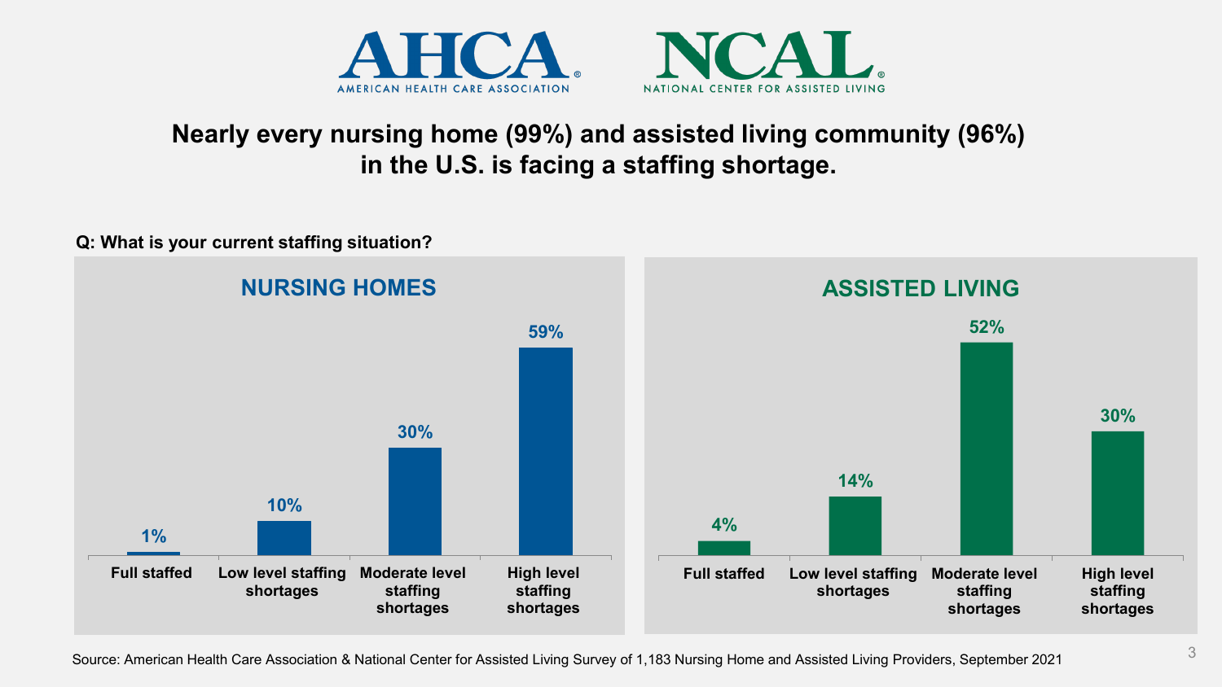AHCA
AMERICAN HEALTH CARE ASSOCIATION

NCAL
NATIONAL CENTER FOR ASSISTED LIVING

# Nearly every nursing home (99%) and assisted living community (96%) in the U.S. is facing a staffing shortage.

**Q: What is your current staffing situation?**

**NURSING HOMES**

1%
Full staffed

10%
Low level staffing shortages

30%
Moderate level staffing shortages

59%
High level staffing shortages

**ASSISTED LIVING**

4%
Full staffed

14%
Low level staffing shortages

52%
Moderate level staffing shortages

30%
High level staffing shortages

Source: American Health Care Association & National Center for Assisted Living Survey of 1,183 Nursing Home and Assisted Living Providers, September 2021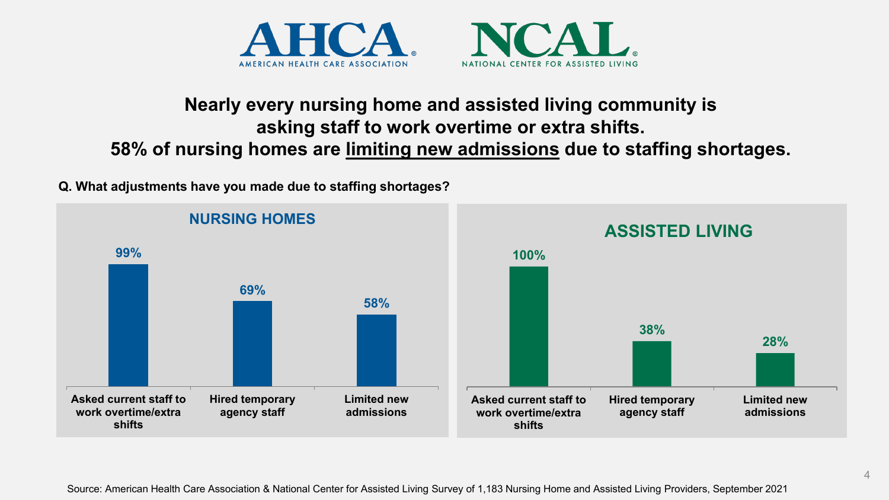AHCA AMERICAN HEALTH CARE ASSOCIATION

NCAL NATIONAL CENTER FOR ASSISTED LIVING

# Nearly every nursing home and assisted living community is asking staff to work overtime or extra shifts. 58% of nursing homes are <u>limiting new admissions</u> due to staffing shortages.

**Q. What adjustments have you made due to staffing shortages?**

**NURSING HOMES**

99%
Asked current staff to work overtime/extra shifts

69%
Hired temporary agency staff

58%
Limited new admissions

**ASSISTED LIVING**

100%
Asked current staff to work overtime/extra shifts

38%
Hired temporary agency staff

28%
Limited new admissions

Source: American Health Care Association & National Center for Assisted Living Survey of 1,183 Nursing Home and Assisted Living Providers, September 2021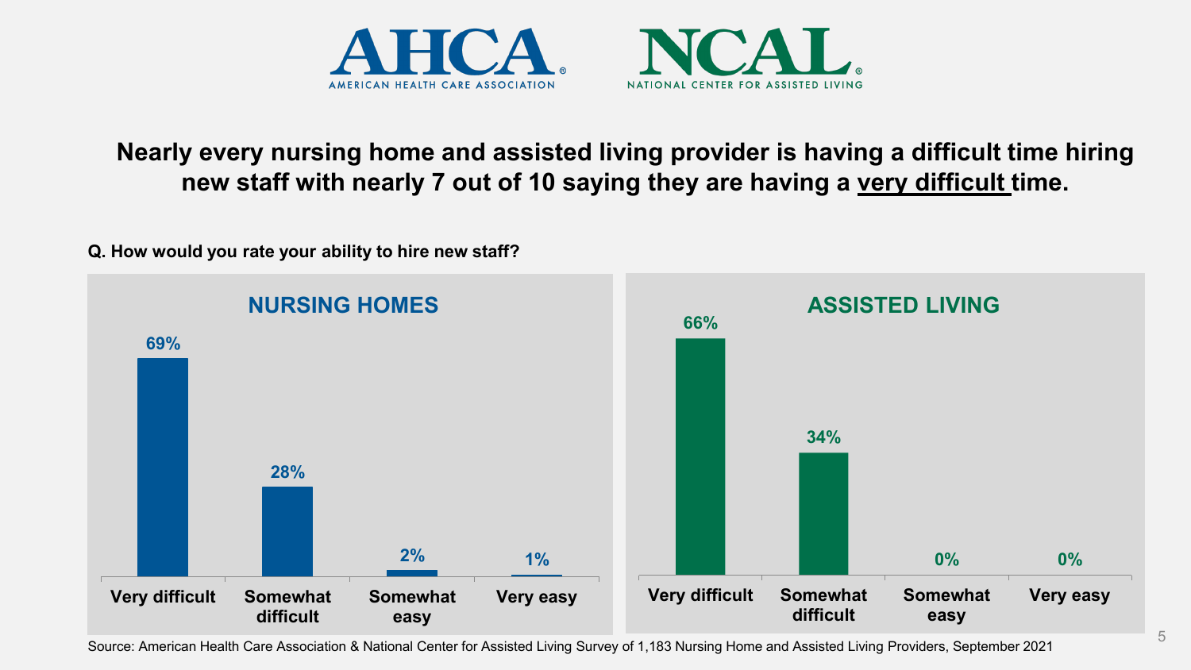AHCA
AMERICAN HEALTH CARE ASSOCIATION

NCAL
NATIONAL CENTER FOR ASSISTED LIVING

## Nearly every nursing home and assisted living provider is having a difficult time hiring new staff with nearly 7 out of 10 saying they are having a very difficult time.

**Q. How would you rate your ability to hire new staff?**

**NURSING HOMES**

69%
28%
2%
1%

Very difficult
Somewhat difficult
Somewhat easy
Very easy

**ASSISTED LIVING**

66%
34%
0%
0%

Very difficult
Somewhat difficult
Somewhat easy
Very easy

Source: American Health Care Association & National Center for Assisted Living Survey of 1,183 Nursing Home and Assisted Living Providers, September 2021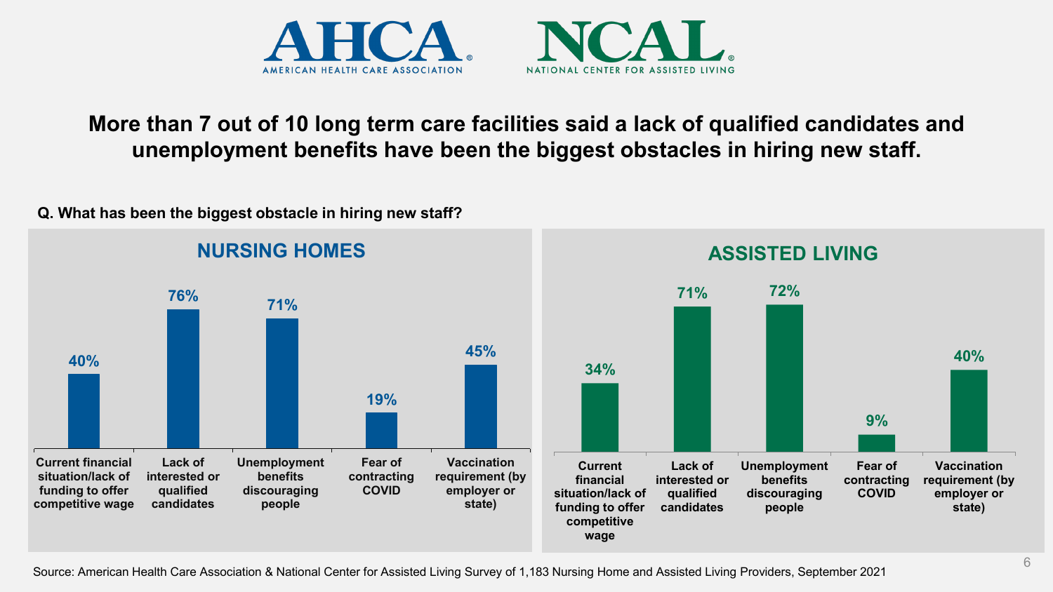AHCA
AMERICAN HEALTH CARE ASSOCIATION

NCAL
NATIONAL CENTER FOR ASSISTED LIVING

# More than 7 out of 10 long term care facilities said a lack of qualified candidates and unemployment benefits have been the biggest obstacles in hiring new staff.

**Q. What has been the biggest obstacle in hiring new staff?**

## NURSING HOMES

40%
76%
71%
19%
45%

Current financial situation/lack of funding to offer competitive wage
Lack of interested or qualified candidates
Unemployment benefits discouraging people
Fear of contracting COVID
Vaccination requirement (by employer or state)

## ASSISTED LIVING

34%
71%
72%
9%
40%

Current financial situation/lack of funding to offer competitive wage
Lack of interested or qualified candidates
Unemployment benefits discouraging people
Fear of contracting COVID
Vaccination requirement (by employer or state)

Source: American Health Care Association & National Center for Assisted Living Survey of 1,183 Nursing Home and Assisted Living Providers, September 2021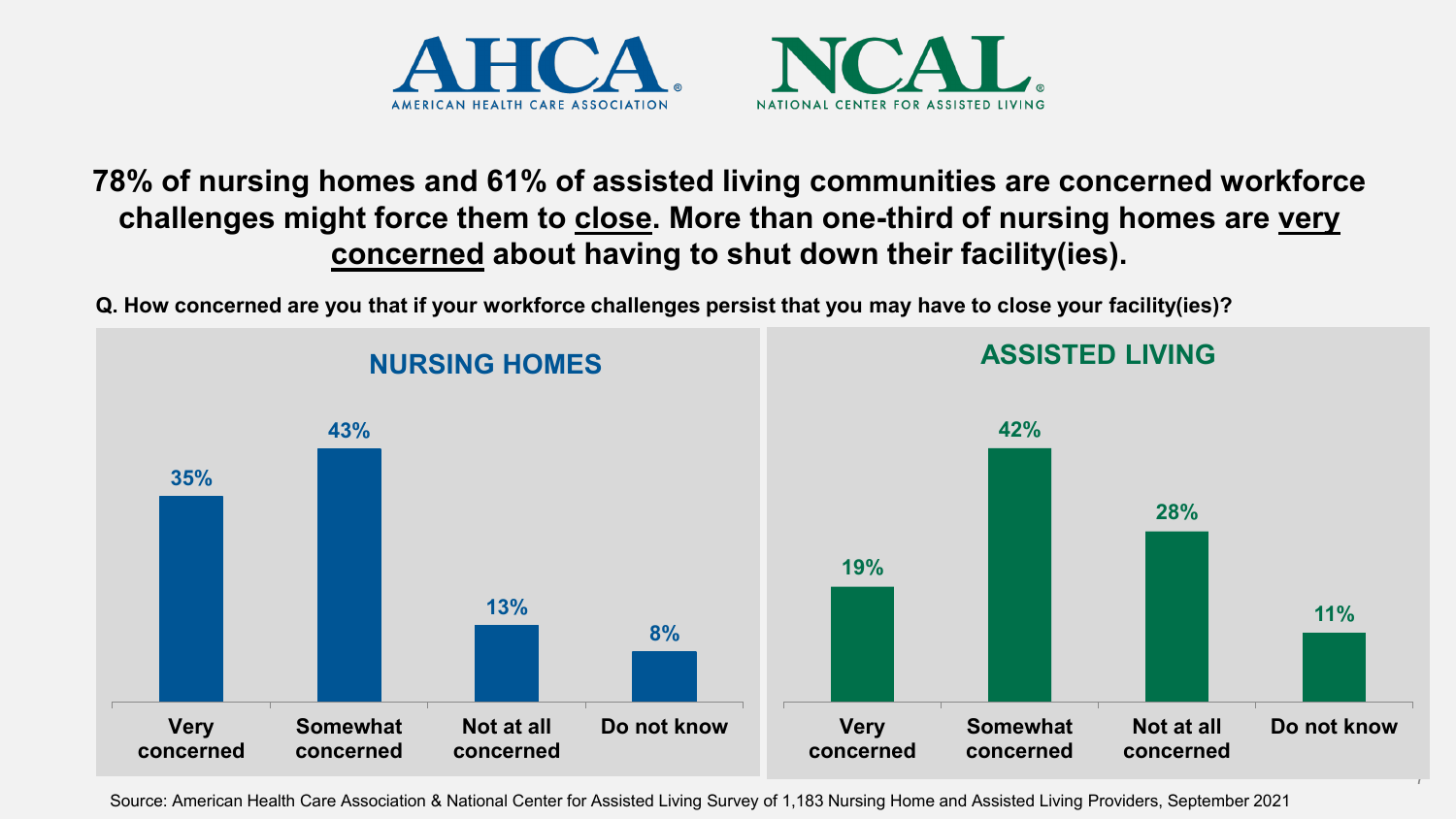AHCA
AMERICAN HEALTH CARE ASSOCIATION

NCAL
NATIONAL CENTER FOR ASSISTED LIVING

# 78% of nursing homes and 61% of assisted living communities are concerned workforce challenges might force them to close. More than one-third of nursing homes are very concerned about having to shut down their facility(ies).

**Q. How concerned are you that if your workforce challenges persist that you may have to close your facility(ies)?**

**NURSING HOMES**

35%
43%
13%
8%

Very concerned
Somewhat concerned
Not at all concerned
Do not know

**ASSISTED LIVING**

19%
42%
28%
11%

Very concerned
Somewhat concerned
Not at all concerned
Do not know

Source: American Health Care Association & National Center for Assisted Living Survey of 1,183 Nursing Home and Assisted Living Providers, September 2021